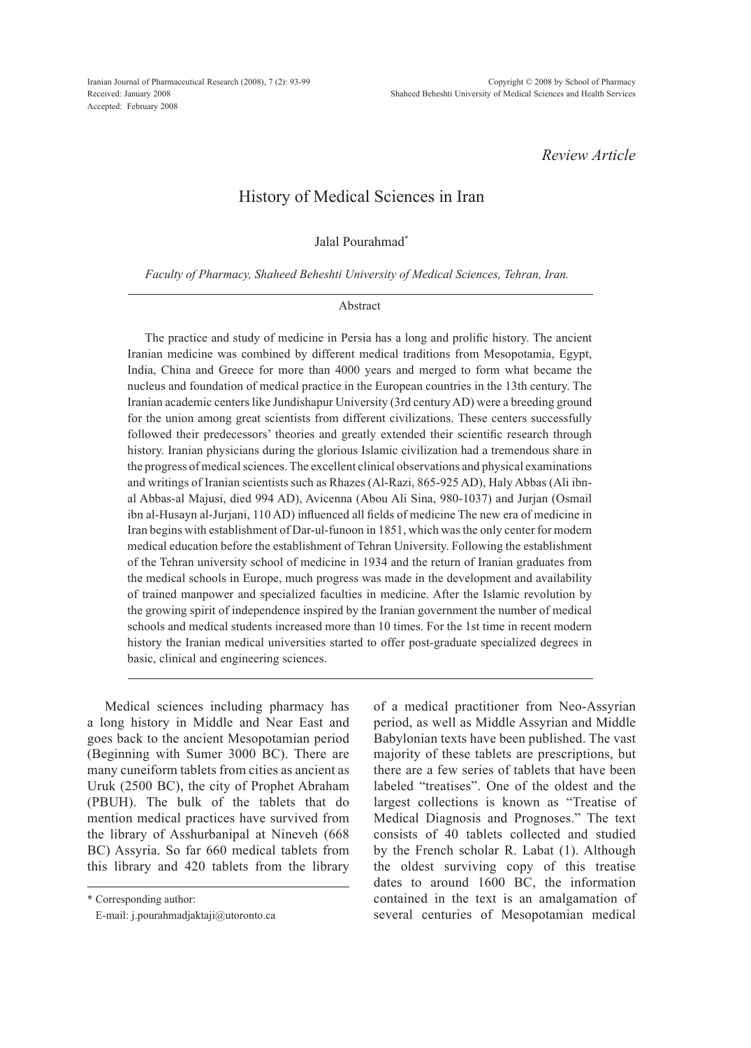Iranian Journal of Pharmaceutical Research (2008), 7 (2): 93-99
Received: January 2008
Accepted: February 2008

Copyright © 2008 by School of Pharmacy
Shaheed Beheshti University of Medical Sciences and Health Services

*Review Article*

# History of Medical Sciences in Iran

Jalal Pourahmad*

*Faculty of Pharmacy, Shaheed Beheshti University of Medical Sciences, Tehran, Iran.*

## Abstract

The practice and study of medicine in Persia has a long and prolific history. The ancient Iranian medicine was combined by different medical traditions from Mesopotamia, Egypt, India, China and Greece for more than 4000 years and merged to form what became the nucleus and foundation of medical practice in the European countries in the 13th century. The Iranian academic centers like Jundishapur University (3rd century AD) were a breeding ground for the union among great scientists from different civilizations. These centers successfully followed their predecessors' theories and greatly extended their scientific research through history. Iranian physicians during the glorious Islamic civilization had a tremendous share in the progress of medical sciences. The excellent clinical observations and physical examinations and writings of Iranian scientists such as Rhazes (Al-Razi, 865-925 AD), Haly Abbas (Ali ibn-al Abbas-al Majusi, died 994 AD), Avicenna (Abou Ali Sina, 980-1037) and Jurjan (Osmail ibn al-Husayn al-Jurjani, 110 AD) influenced all fields of medicine The new era of medicine in Iran begins with establishment of Dar-ul-funoon in 1851, which was the only center for modern medical education before the establishment of Tehran University. Following the establishment of the Tehran university school of medicine in 1934 and the return of Iranian graduates from the medical schools in Europe, much progress was made in the development and availability of trained manpower and specialized faculties in medicine. After the Islamic revolution by the growing spirit of independence inspired by the Iranian government the number of medical schools and medical students increased more than 10 times. For the 1st time in recent modern history the Iranian medical universities started to offer post-graduate specialized degrees in basic, clinical and engineering sciences.

Medical sciences including pharmacy has a long history in Middle and Near East and goes back to the ancient Mesopotamian period (Beginning with Sumer 3000 BC). There are many cuneiform tablets from cities as ancient as Uruk (2500 BC), the city of Prophet Abraham (PBUH). The bulk of the tablets that do mention medical practices have survived from the library of Asshurbanipal at Nineveh (668 BC) Assyria. So far 660 medical tablets from this library and 420 tablets from the library of a medical practitioner from Neo-Assyrian period, as well as Middle Assyrian and Middle Babylonian texts have been published. The vast majority of these tablets are prescriptions, but there are a few series of tablets that have been labeled "treatises". One of the oldest and the largest collections is known as "Treatise of Medical Diagnosis and Prognoses." The text consists of 40 tablets collected and studied by the French scholar R. Labat (1). Although the oldest surviving copy of this treatise dates to around 1600 BC, the information contained in the text is an amalgamation of several centuries of Mesopotamian medical

* Corresponding author:
E-mail: j.pourahmadjaktaji@utoronto.ca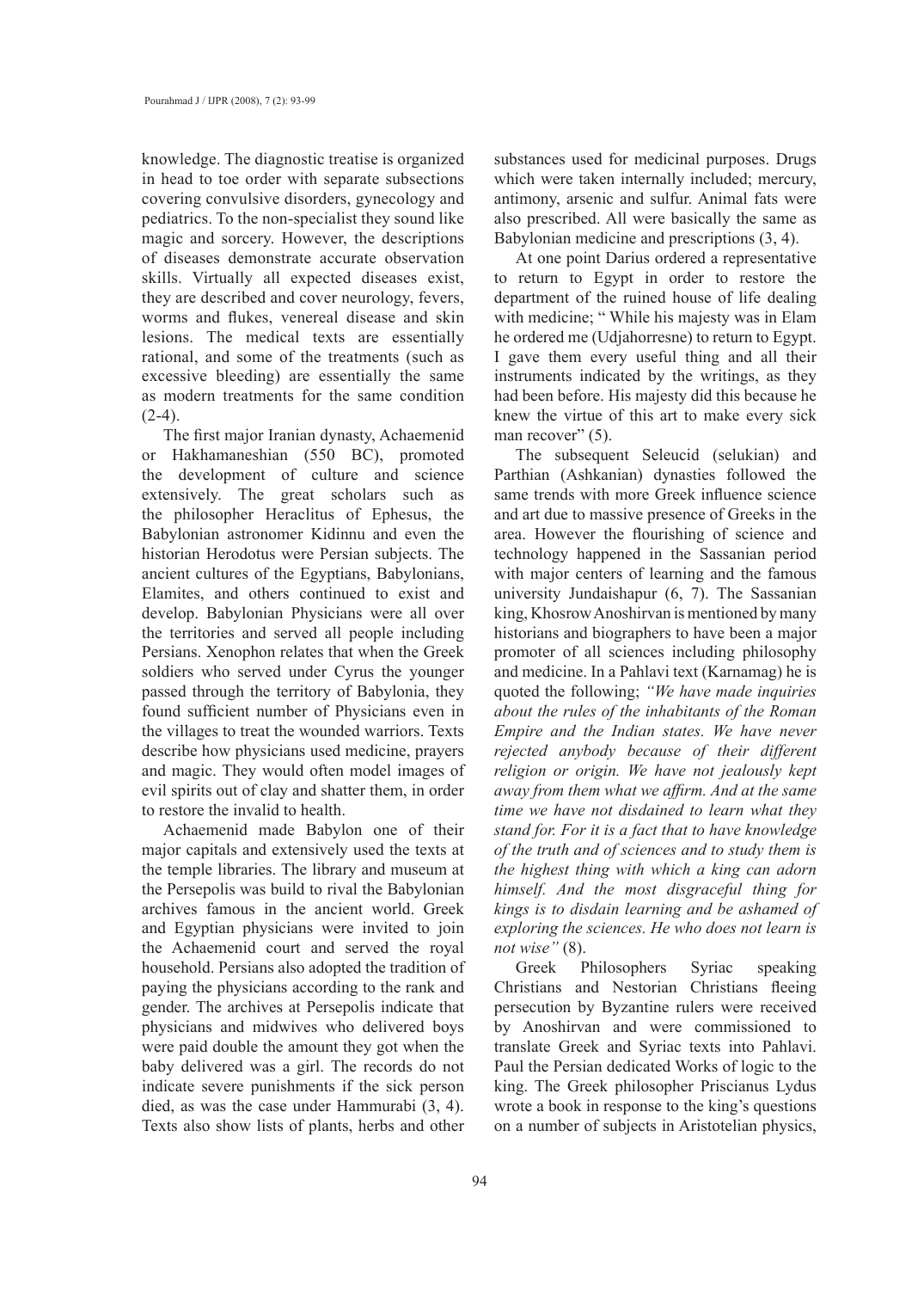knowledge. The diagnostic treatise is organized in head to toe order with separate subsections covering convulsive disorders, gynecology and pediatrics. To the non-specialist they sound like magic and sorcery. However, the descriptions of diseases demonstrate accurate observation skills. Virtually all expected diseases exist, they are described and cover neurology, fevers, worms and flukes, venereal disease and skin lesions. The medical texts are essentially rational, and some of the treatments (such as excessive bleeding) are essentially the same as modern treatments for the same condition (2-4).

The first major Iranian dynasty, Achaemenid or Hakhamaneshian (550 BC), promoted the development of culture and science extensively. The great scholars such as the philosopher Heraclitus of Ephesus, the Babylonian astronomer Kidinnu and even the historian Herodotus were Persian subjects. The ancient cultures of the Egyptians, Babylonians, Elamites, and others continued to exist and develop. Babylonian Physicians were all over the territories and served all people including Persians. Xenophon relates that when the Greek soldiers who served under Cyrus the younger passed through the territory of Babylonia, they found sufficient number of Physicians even in the villages to treat the wounded warriors. Texts describe how physicians used medicine, prayers and magic. They would often model images of evil spirits out of clay and shatter them, in order to restore the invalid to health.

Achaemenid made Babylon one of their major capitals and extensively used the texts at the temple libraries. The library and museum at the Persepolis was build to rival the Babylonian archives famous in the ancient world. Greek and Egyptian physicians were invited to join the Achaemenid court and served the royal household. Persians also adopted the tradition of paying the physicians according to the rank and gender. The archives at Persepolis indicate that physicians and midwives who delivered boys were paid double the amount they got when the baby delivered was a girl. The records do not indicate severe punishments if the sick person died, as was the case under Hammurabi (3, 4). Texts also show lists of plants, herbs and other substances used for medicinal purposes. Drugs which were taken internally included; mercury, antimony, arsenic and sulfur. Animal fats were also prescribed. All were basically the same as Babylonian medicine and prescriptions (3, 4).

At one point Darius ordered a representative to return to Egypt in order to restore the department of the ruined house of life dealing with medicine; " While his majesty was in Elam he ordered me (Udjahorresne) to return to Egypt. I gave them every useful thing and all their instruments indicated by the writings, as they had been before. His majesty did this because he knew the virtue of this art to make every sick man recover" (5).

The subsequent Seleucid (selukian) and Parthian (Ashkanian) dynasties followed the same trends with more Greek influence science and art due to massive presence of Greeks in the area. However the flourishing of science and technology happened in the Sassanian period with major centers of learning and the famous university Jundaishapur (6, 7). The Sassanian king, Khosrow Anoshirvan is mentioned by many historians and biographers to have been a major promoter of all sciences including philosophy and medicine. In a Pahlavi text (Karnamag) he is quoted the following; *"We have made inquiries about the rules of the inhabitants of the Roman Empire and the Indian states. We have never rejected anybody because of their different religion or origin. We have not jealously kept away from them what we affirm. And at the same time we have not disdained to learn what they stand for. For it is a fact that to have knowledge of the truth and of sciences and to study them is the highest thing with which a king can adorn himself. And the most disgraceful thing for kings is to disdain learning and be ashamed of exploring the sciences. He who does not learn is not wise"* (8).

Greek Philosophers Syriac speaking Christians and Nestorian Christians fleeing persecution by Byzantine rulers were received by Anoshirvan and were commissioned to translate Greek and Syriac texts into Pahlavi. Paul the Persian dedicated Works of logic to the king. The Greek philosopher Priscianus Lydus wrote a book in response to the king's questions on a number of subjects in Aristotelian physics,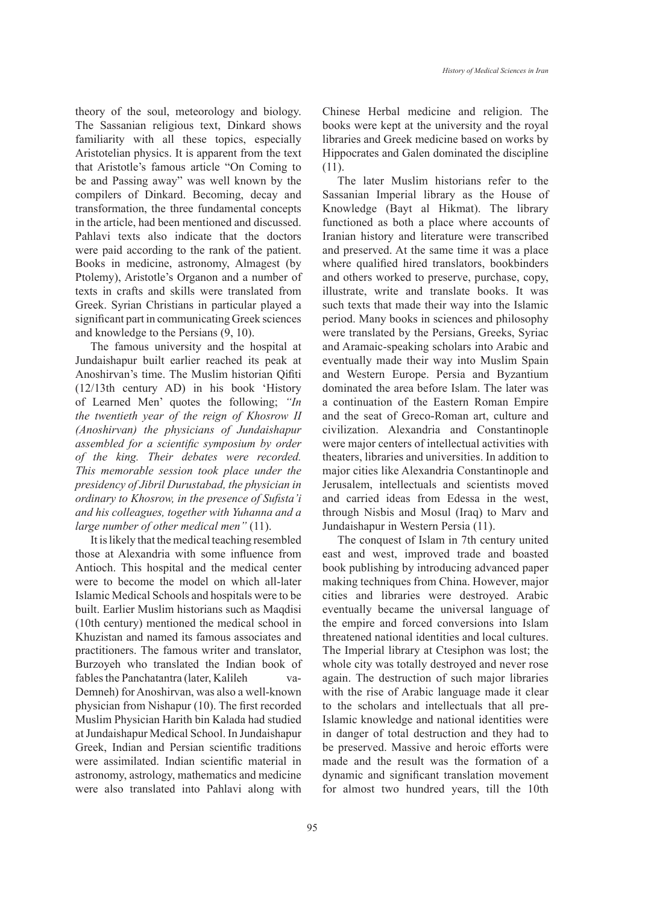theory of the soul, meteorology and biology. The Sassanian religious text, Dinkard shows familiarity with all these topics, especially Aristotelian physics. It is apparent from the text that Aristotle's famous article "On Coming to be and Passing away" was well known by the compilers of Dinkard. Becoming, decay and transformation, the three fundamental concepts in the article, had been mentioned and discussed. Pahlavi texts also indicate that the doctors were paid according to the rank of the patient. Books in medicine, astronomy, Almagest (by Ptolemy), Aristotle's Organon and a number of texts in crafts and skills were translated from Greek. Syrian Christians in particular played a significant part in communicating Greek sciences and knowledge to the Persians (9, 10).

The famous university and the hospital at Jundaishapur built earlier reached its peak at Anoshirvan's time. The Muslim historian Qifiti (12/13th century AD) in his book 'History of Learned Men' quotes the following; *"In the twentieth year of the reign of Khosrow II (Anoshirvan) the physicians of Jundaishapur assembled for a scientific symposium by order of the king. Their debates were recorded. This memorable session took place under the presidency of Jibril Durustabad, the physician in ordinary to Khosrow, in the presence of Sufista'i and his colleagues, together with Yuhanna and a large number of other medical men"* (11).

It is likely that the medical teaching resembled those at Alexandria with some influence from Antioch. This hospital and the medical center were to become the model on which all-later Islamic Medical Schools and hospitals were to be built. Earlier Muslim historians such as Maqdisi (10th century) mentioned the medical school in Khuzistan and named its famous associates and practitioners. The famous writer and translator, Burzoyeh who translated the Indian book of fables the Panchatantra (later, Kalileh va-Demneh) for Anoshirvan, was also a well-known physician from Nishapur (10). The first recorded Muslim Physician Harith bin Kalada had studied at Jundaishapur Medical School. In Jundaishapur Greek, Indian and Persian scientific traditions were assimilated. Indian scientific material in astronomy, astrology, mathematics and medicine were also translated into Pahlavi along with Chinese Herbal medicine and religion. The books were kept at the university and the royal libraries and Greek medicine based on works by Hippocrates and Galen dominated the discipline (11).

The later Muslim historians refer to the Sassanian Imperial library as the House of Knowledge (Bayt al Hikmat). The library functioned as both a place where accounts of Iranian history and literature were transcribed and preserved. At the same time it was a place where qualified hired translators, bookbinders and others worked to preserve, purchase, copy, illustrate, write and translate books. It was such texts that made their way into the Islamic period. Many books in sciences and philosophy were translated by the Persians, Greeks, Syriac and Aramaic-speaking scholars into Arabic and eventually made their way into Muslim Spain and Western Europe. Persia and Byzantium dominated the area before Islam. The later was a continuation of the Eastern Roman Empire and the seat of Greco-Roman art, culture and civilization. Alexandria and Constantinople were major centers of intellectual activities with theaters, libraries and universities. In addition to major cities like Alexandria Constantinople and Jerusalem, intellectuals and scientists moved and carried ideas from Edessa in the west, through Nisbis and Mosul (Iraq) to Marv and Jundaishapur in Western Persia (11).

The conquest of Islam in 7th century united east and west, improved trade and boasted book publishing by introducing advanced paper making techniques from China. However, major cities and libraries were destroyed. Arabic eventually became the universal language of the empire and forced conversions into Islam threatened national identities and local cultures. The Imperial library at Ctesiphon was lost; the whole city was totally destroyed and never rose again. The destruction of such major libraries with the rise of Arabic language made it clear to the scholars and intellectuals that all pre-Islamic knowledge and national identities were in danger of total destruction and they had to be preserved. Massive and heroic efforts were made and the result was the formation of a dynamic and significant translation movement for almost two hundred years, till the 10th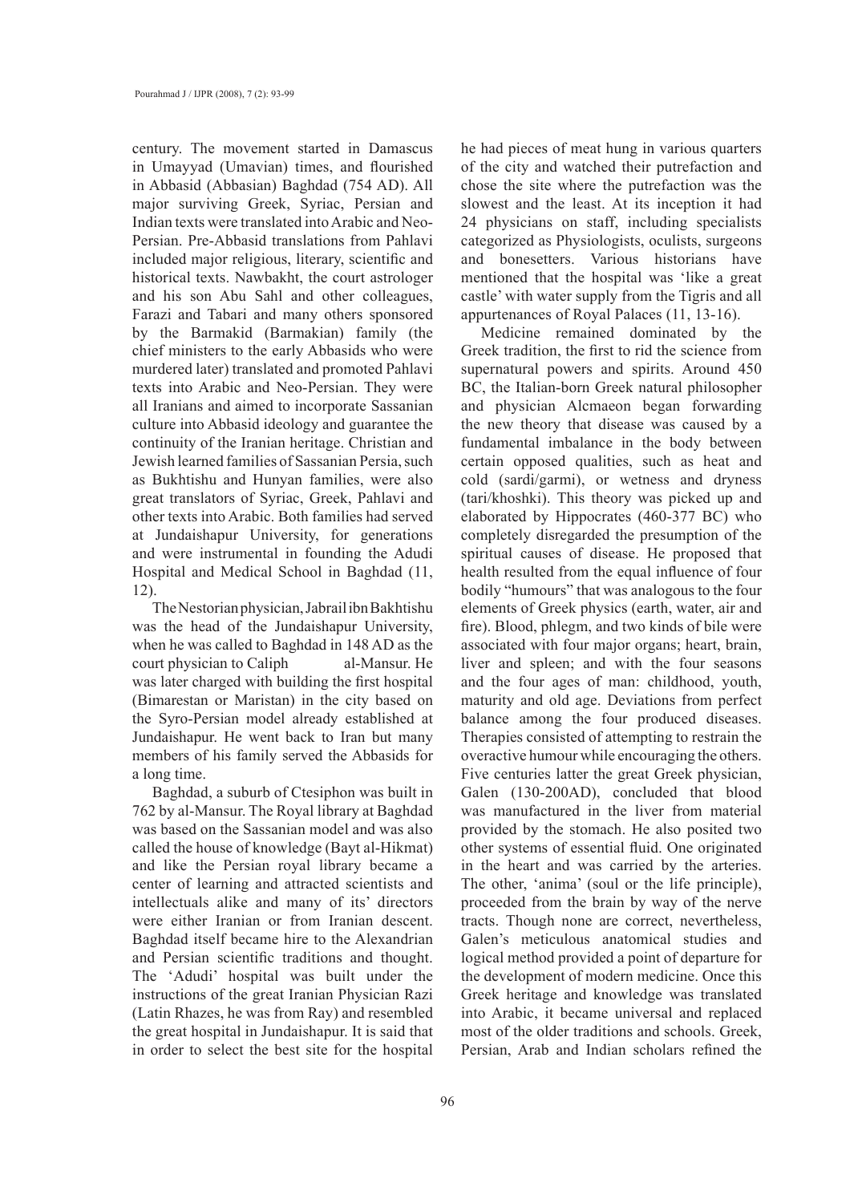century. The movement started in Damascus in Umayyad (Umavian) times, and flourished in Abbasid (Abbasian) Baghdad (754 AD). All major surviving Greek, Syriac, Persian and Indian texts were translated into Arabic and Neo-Persian. Pre-Abbasid translations from Pahlavi included major religious, literary, scientific and historical texts. Nawbakht, the court astrologer and his son Abu Sahl and other colleagues, Farazi and Tabari and many others sponsored by the Barmakid (Barmakian) family (the chief ministers to the early Abbasids who were murdered later) translated and promoted Pahlavi texts into Arabic and Neo-Persian. They were all Iranians and aimed to incorporate Sassanian culture into Abbasid ideology and guarantee the continuity of the Iranian heritage. Christian and Jewish learned families of Sassanian Persia, such as Bukhtishu and Hunyan families, were also great translators of Syriac, Greek, Pahlavi and other texts into Arabic. Both families had served at Jundaishapur University, for generations and were instrumental in founding the Adudi Hospital and Medical School in Baghdad (11, 12).

The Nestorian physician, Jabrail ibn Bakhtishu was the head of the Jundaishapur University, when he was called to Baghdad in 148 AD as the court physician to Caliph al-Mansur. He was later charged with building the first hospital (Bimarestan or Maristan) in the city based on the Syro-Persian model already established at Jundaishapur. He went back to Iran but many members of his family served the Abbasids for a long time.

Baghdad, a suburb of Ctesiphon was built in 762 by al-Mansur. The Royal library at Baghdad was based on the Sassanian model and was also called the house of knowledge (Bayt al-Hikmat) and like the Persian royal library became a center of learning and attracted scientists and intellectuals alike and many of its' directors were either Iranian or from Iranian descent. Baghdad itself became hire to the Alexandrian and Persian scientific traditions and thought. The 'Adudi' hospital was built under the instructions of the great Iranian Physician Razi (Latin Rhazes, he was from Ray) and resembled the great hospital in Jundaishapur. It is said that in order to select the best site for the hospital he had pieces of meat hung in various quarters of the city and watched their putrefaction and chose the site where the putrefaction was the slowest and the least. At its inception it had 24 physicians on staff, including specialists categorized as Physiologists, oculists, surgeons and bonesetters. Various historians have mentioned that the hospital was 'like a great castle' with water supply from the Tigris and all appurtenances of Royal Palaces (11, 13-16).

Medicine remained dominated by the Greek tradition, the first to rid the science from supernatural powers and spirits. Around 450 BC, the Italian-born Greek natural philosopher and physician Alcmaeon began forwarding the new theory that disease was caused by a fundamental imbalance in the body between certain opposed qualities, such as heat and cold (sardi/garmi), or wetness and dryness (tari/khoshki). This theory was picked up and elaborated by Hippocrates (460-377 BC) who completely disregarded the presumption of the spiritual causes of disease. He proposed that health resulted from the equal influence of four bodily "humours" that was analogous to the four elements of Greek physics (earth, water, air and fire). Blood, phlegm, and two kinds of bile were associated with four major organs; heart, brain, liver and spleen; and with the four seasons and the four ages of man: childhood, youth, maturity and old age. Deviations from perfect balance among the four produced diseases. Therapies consisted of attempting to restrain the overactive humour while encouraging the others. Five centuries latter the great Greek physician, Galen (130-200AD), concluded that blood was manufactured in the liver from material provided by the stomach. He also posited two other systems of essential fluid. One originated in the heart and was carried by the arteries. The other, 'anima' (soul or the life principle), proceeded from the brain by way of the nerve tracts. Though none are correct, nevertheless, Galen's meticulous anatomical studies and logical method provided a point of departure for the development of modern medicine. Once this Greek heritage and knowledge was translated into Arabic, it became universal and replaced most of the older traditions and schools. Greek, Persian, Arab and Indian scholars refined the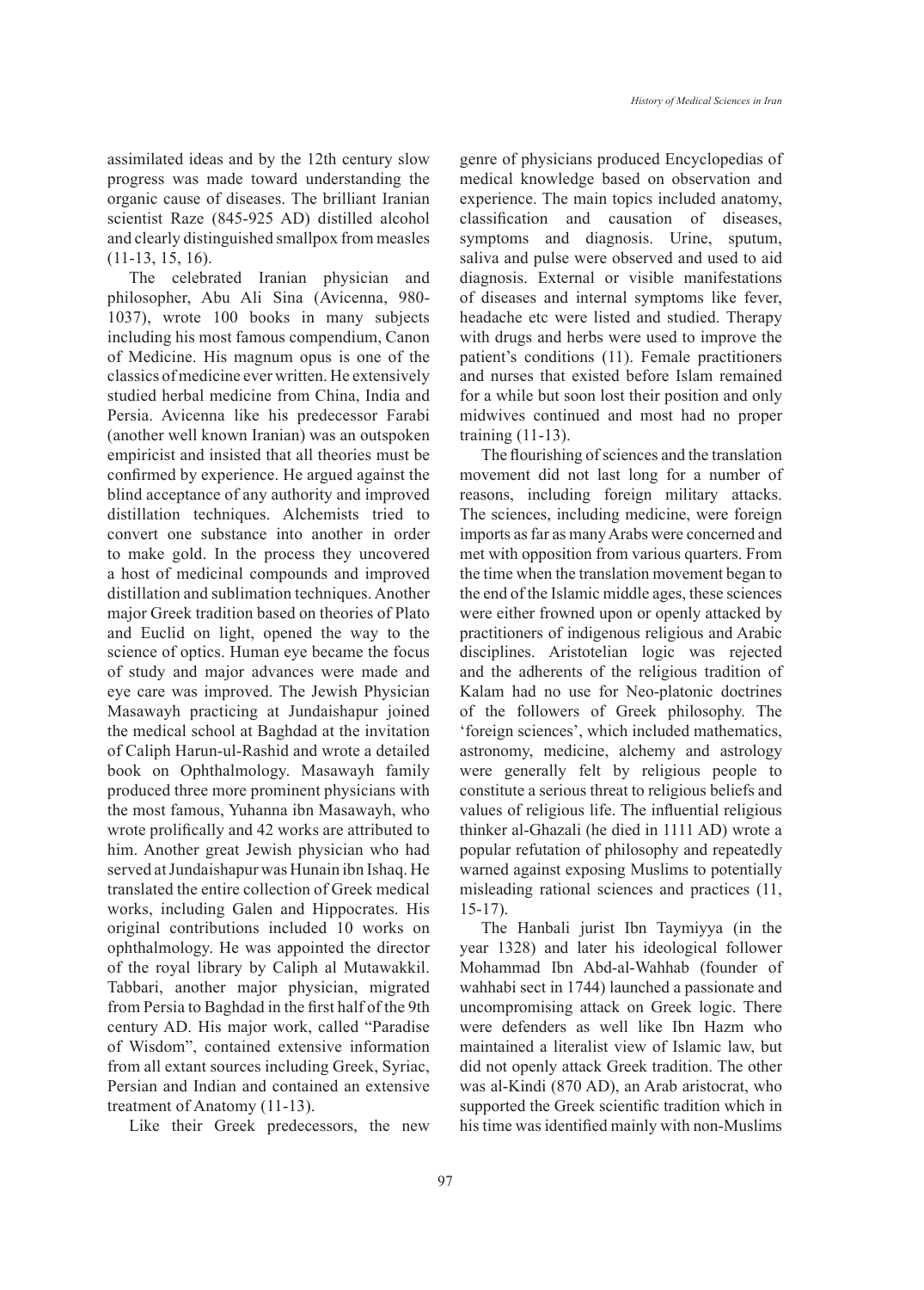assimilated ideas and by the 12th century slow progress was made toward understanding the organic cause of diseases. The brilliant Iranian scientist Raze (845-925 AD) distilled alcohol and clearly distinguished smallpox from measles (11-13, 15, 16).

The celebrated Iranian physician and philosopher, Abu Ali Sina (Avicenna, 980-1037), wrote 100 books in many subjects including his most famous compendium, Canon of Medicine. His magnum opus is one of the classics of medicine ever written. He extensively studied herbal medicine from China, India and Persia. Avicenna like his predecessor Farabi (another well known Iranian) was an outspoken empiricist and insisted that all theories must be confirmed by experience. He argued against the blind acceptance of any authority and improved distillation techniques. Alchemists tried to convert one substance into another in order to make gold. In the process they uncovered a host of medicinal compounds and improved distillation and sublimation techniques. Another major Greek tradition based on theories of Plato and Euclid on light, opened the way to the science of optics. Human eye became the focus of study and major advances were made and eye care was improved. The Jewish Physician Masawayh practicing at Jundaishapur joined the medical school at Baghdad at the invitation of Caliph Harun-ul-Rashid and wrote a detailed book on Ophthalmology. Masawayh family produced three more prominent physicians with the most famous, Yuhanna ibn Masawayh, who wrote prolifically and 42 works are attributed to him. Another great Jewish physician who had served at Jundaishapur was Hunain ibn Ishaq. He translated the entire collection of Greek medical works, including Galen and Hippocrates. His original contributions included 10 works on ophthalmology. He was appointed the director of the royal library by Caliph al Mutawakkil. Tabbari, another major physician, migrated from Persia to Baghdad in the first half of the 9th century AD. His major work, called "Paradise of Wisdom", contained extensive information from all extant sources including Greek, Syriac, Persian and Indian and contained an extensive treatment of Anatomy (11-13).

Like their Greek predecessors, the new genre of physicians produced Encyclopedias of medical knowledge based on observation and experience. The main topics included anatomy, classification and causation of diseases, symptoms and diagnosis. Urine, sputum, saliva and pulse were observed and used to aid diagnosis. External or visible manifestations of diseases and internal symptoms like fever, headache etc were listed and studied. Therapy with drugs and herbs were used to improve the patient's conditions (11). Female practitioners and nurses that existed before Islam remained for a while but soon lost their position and only midwives continued and most had no proper training (11-13).

The flourishing of sciences and the translation movement did not last long for a number of reasons, including foreign military attacks. The sciences, including medicine, were foreign imports as far as many Arabs were concerned and met with opposition from various quarters. From the time when the translation movement began to the end of the Islamic middle ages, these sciences were either frowned upon or openly attacked by practitioners of indigenous religious and Arabic disciplines. Aristotelian logic was rejected and the adherents of the religious tradition of Kalam had no use for Neo-platonic doctrines of the followers of Greek philosophy. The 'foreign sciences', which included mathematics, astronomy, medicine, alchemy and astrology were generally felt by religious people to constitute a serious threat to religious beliefs and values of religious life. The influential religious thinker al-Ghazali (he died in 1111 AD) wrote a popular refutation of philosophy and repeatedly warned against exposing Muslims to potentially misleading rational sciences and practices (11, 15-17).

The Hanbali jurist Ibn Taymiyya (in the year 1328) and later his ideological follower Mohammad Ibn Abd-al-Wahhab (founder of wahhabi sect in 1744) launched a passionate and uncompromising attack on Greek logic. There were defenders as well like Ibn Hazm who maintained a literalist view of Islamic law, but did not openly attack Greek tradition. The other was al-Kindi (870 AD), an Arab aristocrat, who supported the Greek scientific tradition which in his time was identified mainly with non-Muslims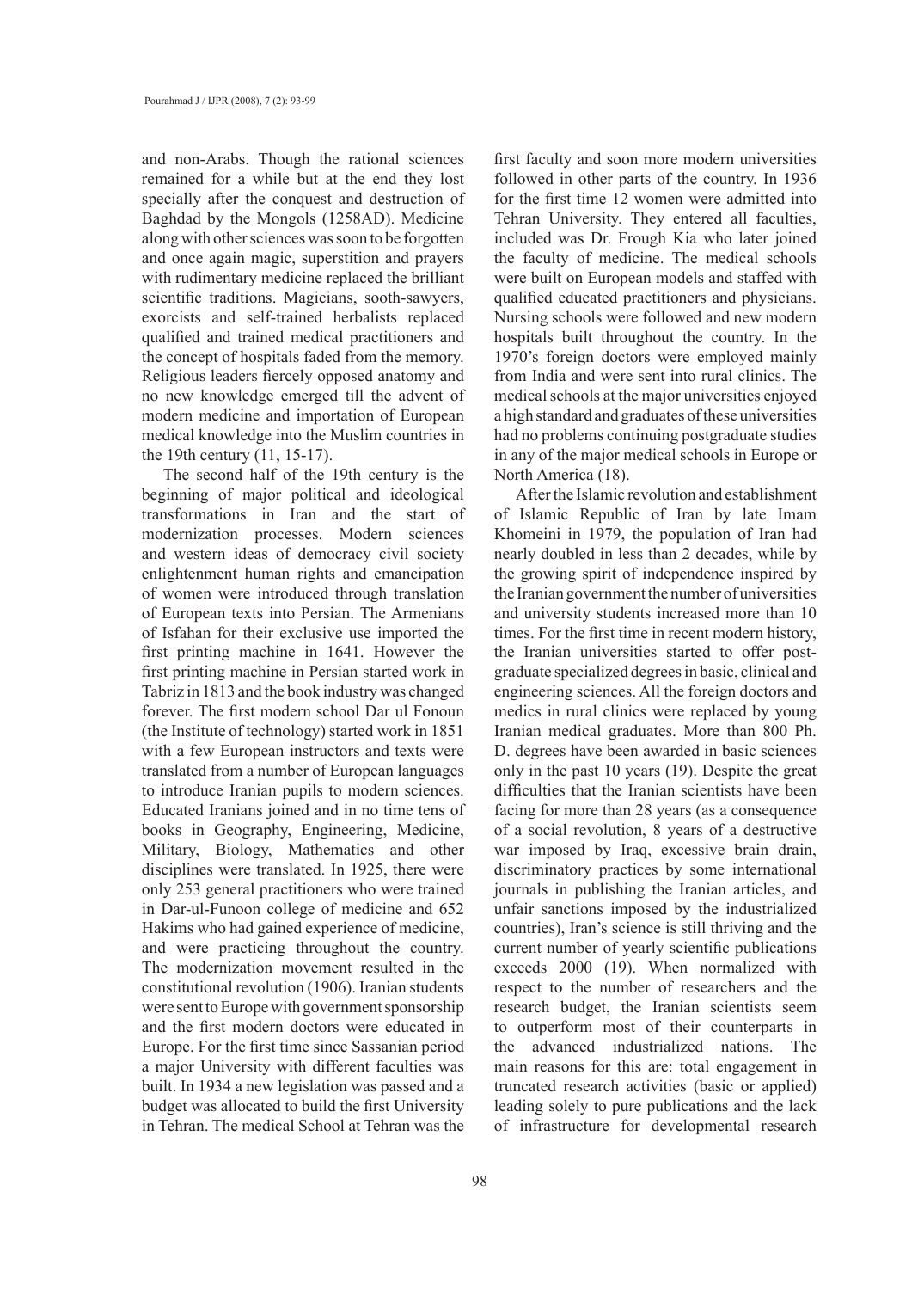and non-Arabs. Though the rational sciences remained for a while but at the end they lost specially after the conquest and destruction of Baghdad by the Mongols (1258AD). Medicine along with other sciences was soon to be forgotten and once again magic, superstition and prayers with rudimentary medicine replaced the brilliant scientific traditions. Magicians, sooth-sawyers, exorcists and self-trained herbalists replaced qualified and trained medical practitioners and the concept of hospitals faded from the memory. Religious leaders fiercely opposed anatomy and no new knowledge emerged till the advent of modern medicine and importation of European medical knowledge into the Muslim countries in the 19th century (11, 15-17).

The second half of the 19th century is the beginning of major political and ideological transformations in Iran and the start of modernization processes. Modern sciences and western ideas of democracy civil society enlightenment human rights and emancipation of women were introduced through translation of European texts into Persian. The Armenians of Isfahan for their exclusive use imported the first printing machine in 1641. However the first printing machine in Persian started work in Tabriz in 1813 and the book industry was changed forever. The first modern school Dar ul Fonoun (the Institute of technology) started work in 1851 with a few European instructors and texts were translated from a number of European languages to introduce Iranian pupils to modern sciences. Educated Iranians joined and in no time tens of books in Geography, Engineering, Medicine, Military, Biology, Mathematics and other disciplines were translated. In 1925, there were only 253 general practitioners who were trained in Dar-ul-Funoon college of medicine and 652 Hakims who had gained experience of medicine, and were practicing throughout the country. The modernization movement resulted in the constitutional revolution (1906). Iranian students were sent to Europe with government sponsorship and the first modern doctors were educated in Europe. For the first time since Sassanian period a major University with different faculties was built. In 1934 a new legislation was passed and a budget was allocated to build the first University in Tehran. The medical School at Tehran was the first faculty and soon more modern universities followed in other parts of the country. In 1936 for the first time 12 women were admitted into Tehran University. They entered all faculties, included was Dr. Frough Kia who later joined the faculty of medicine. The medical schools were built on European models and staffed with qualified educated practitioners and physicians. Nursing schools were followed and new modern hospitals built throughout the country. In the 1970's foreign doctors were employed mainly from India and were sent into rural clinics. The medical schools at the major universities enjoyed a high standard and graduates of these universities had no problems continuing postgraduate studies in any of the major medical schools in Europe or North America (18).

After the Islamic revolution and establishment of Islamic Republic of Iran by late Imam Khomeini in 1979, the population of Iran had nearly doubled in less than 2 decades, while by the growing spirit of independence inspired by the Iranian government the number of universities and university students increased more than 10 times. For the first time in recent modern history, the Iranian universities started to offer post-graduate specialized degrees in basic, clinical and engineering sciences. All the foreign doctors and medics in rural clinics were replaced by young Iranian medical graduates. More than 800 Ph. D. degrees have been awarded in basic sciences only in the past 10 years (19). Despite the great difficulties that the Iranian scientists have been facing for more than 28 years (as a consequence of a social revolution, 8 years of a destructive war imposed by Iraq, excessive brain drain, discriminatory practices by some international journals in publishing the Iranian articles, and unfair sanctions imposed by the industrialized countries), Iran's science is still thriving and the current number of yearly scientific publications exceeds 2000 (19). When normalized with respect to the number of researchers and the research budget, the Iranian scientists seem to outperform most of their counterparts in the advanced industrialized nations. The main reasons for this are: total engagement in truncated research activities (basic or applied) leading solely to pure publications and the lack of infrastructure for developmental research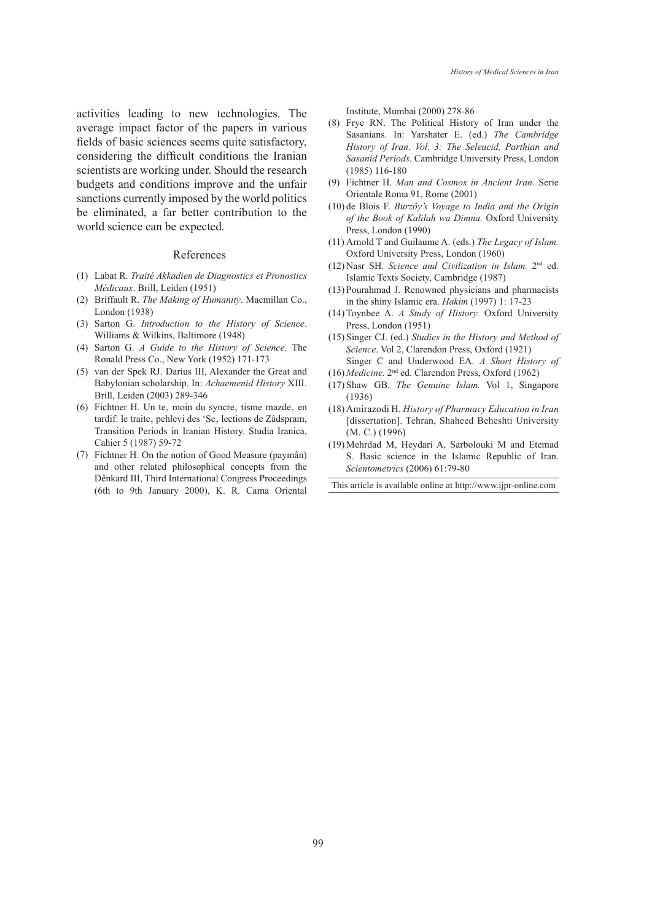activities leading to new technologies. The average impact factor of the papers in various fields of basic sciences seems quite satisfactory, considering the difficult conditions the Iranian scientists are working under. Should the research budgets and conditions improve and the unfair sanctions currently imposed by the world politics be eliminated, a far better contribution to the world science can be expected.

## References

(1) Labat R. *Traité Akkadien de Diagnostics et Pronostics Médicaux*. Brill, Leiden (1951)

(2) Briffault R. *The Making of Humanity*. Macmillan Co., London (1938)

(3) Sarton G. *Introduction to the History of Science*. Williams & Wilkins, Baltimore (1948)

(4) Sarton G. *A Guide to the History of Science.* The Ronald Press Co., New York (1952) 171-173

(5) van der Spek RJ. Darius III, Alexander the Great and Babylonian scholarship. In: *Achaemenid History* XIII. Brill, Leiden (2003) 289-346

(6) Fichtner H. Un te, moin du syncre, tisme mazde, en tardif: le traite, pehlevi des 'Se, lections de Zâdspram, Transition Periods in Iranian History. Studia Iranica, Cahier 5 (1987) 59-72

(7) Fichtner H. On the notion of Good Measure (paymân) and other related philosophical concepts from the Dênkard III, Third International Congress Proceedings (6th to 9th January 2000), K. R. Cama Oriental Institute, Mumbai (2000) 278-86

(8) Frye RN. The Political History of Iran under the Sasanians. In: Yarshater E. (ed.) *The Cambridge History of Iran*. *Vol. 3: The Seleucid, Parthian and Sasanid Periods.* Cambridge University Press, London (1985) 116-180

(9) Fichtner H. *Man and Cosmos in Ancient Iran.* Serie Orientale Roma 91, Rome (2001)

(10) de Blois F. *Burzôy's Voyage to India and the Origin of the Book of Kalilah wa Dimna.* Oxford University Press, London (1990)

(11) Arnold T and Guilaume A. (eds.) *The Legacy of Islam.* Oxford University Press, London (1960)

(12) Nasr SH. *Science and Civilization in Islam.* 2nd ed. Islamic Texts Society, Cambridge (1987)

(13) Pourahmad J. Renowned physicians and pharmacists in the shiny Islamic era. *Hakim* (1997) 1: 17-23

(14) Toynbee A. *A Study of History.* Oxford University Press, London (1951)

(15) Singer CJ. (ed.) *Studies in the History and Method of Science*. Vol 2, Clarendon Press, Oxford (1921)

(16) Singer C and Underwood EA. *A Short History of Medicine.* 2nd ed. Clarendon Press, Oxford (1962)

(17) Shaw GB. *The Genuine Islam.* Vol 1, Singapore (1936)

(18) Amirazodi H. *History of Pharmacy Education in Iran* [dissertation]. Tehran, Shaheed Beheshti University (M. C.) (1996)

(19) Mehrdad M, Heydari A, Sarbolouki M and Etemad S. Basic science in the Islamic Republic of Iran. *Scientometrics* (2006) 61:79-80

This article is available online at http://www.ijpr-online.com